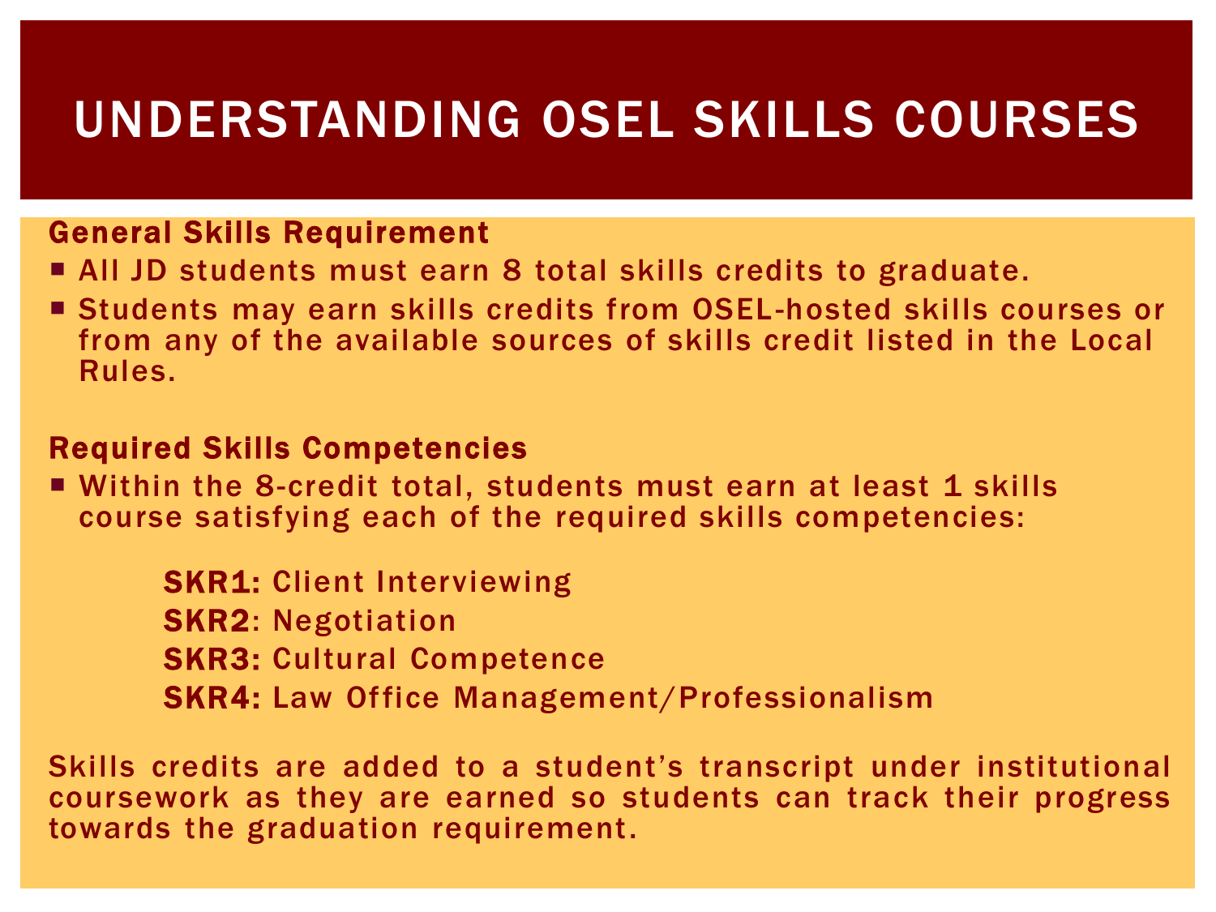# UNDERSTANDING OSEL SKILLS COURSES

## General Skills Requirement

- All JD students must earn 8 total skills credits to graduate.
- Students may earn skills credits from OSEL-hosted skills courses or from any of the available sources of skills credit listed in the Local Rules.

## Required Skills Competencies

- Within the 8-credit total, students must earn at least 1 skills course satisfying each of the required skills competencies:

  **SKR1:** Client Interviewing
  **SKR2**: Negotiation
  **SKR3:** Cultural Competence
  **SKR4:** Law Office Management/Professionalism

Skills credits are added to a student's transcript under institutional coursework as they are earned so students can track their progress towards the graduation requirement.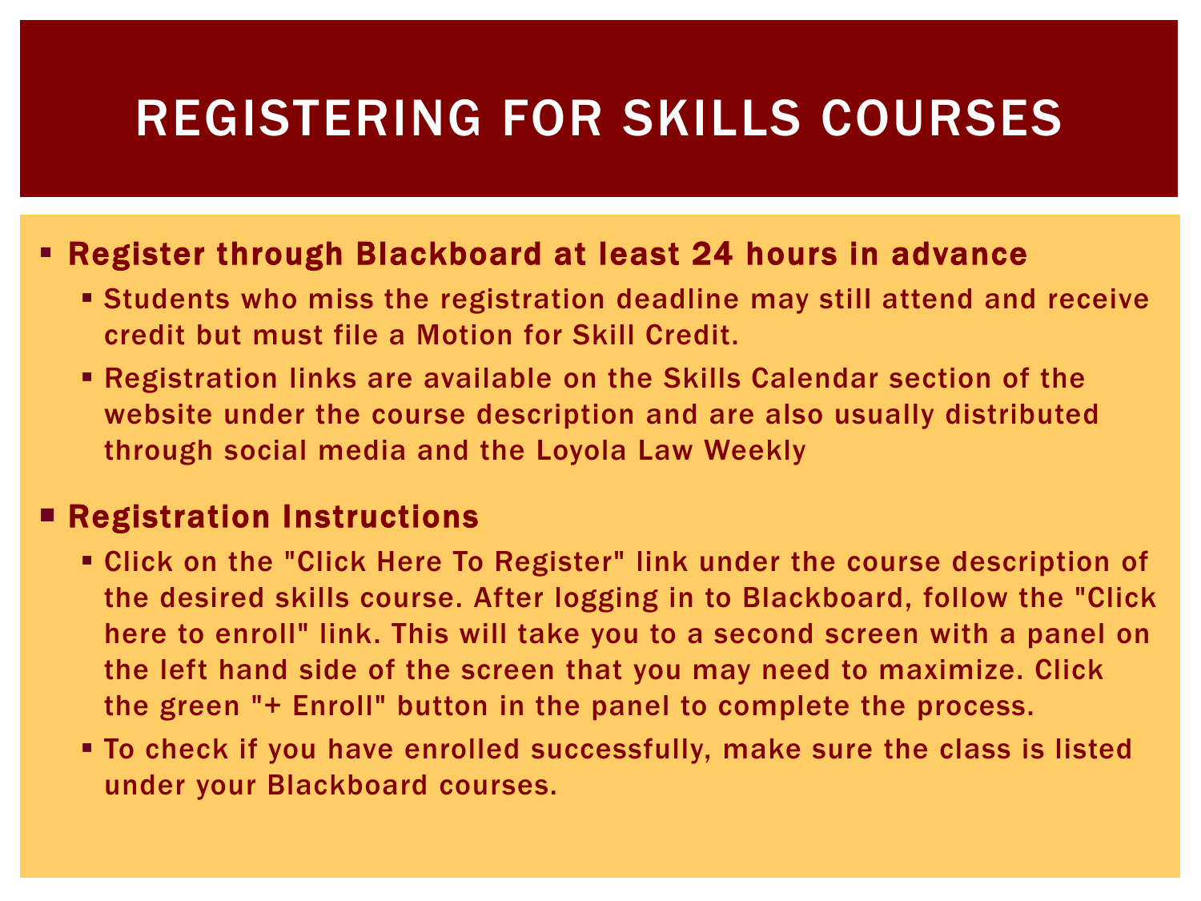# REGISTERING FOR SKILLS COURSES

- **Register through Blackboard at least 24 hours in advance**
  - Students who miss the registration deadline may still attend and receive credit but must file a Motion for Skill Credit.
  - Registration links are available on the Skills Calendar section of the website under the course description and are also usually distributed through social media and the Loyola Law Weekly
- **Registration Instructions**
  - Click on the "Click Here To Register" link under the course description of the desired skills course. After logging in to Blackboard, follow the "Click here to enroll" link. This will take you to a second screen with a panel on the left hand side of the screen that you may need to maximize. Click the green "+ Enroll" button in the panel to complete the process.
  - To check if you have enrolled successfully, make sure the class is listed under your Blackboard courses.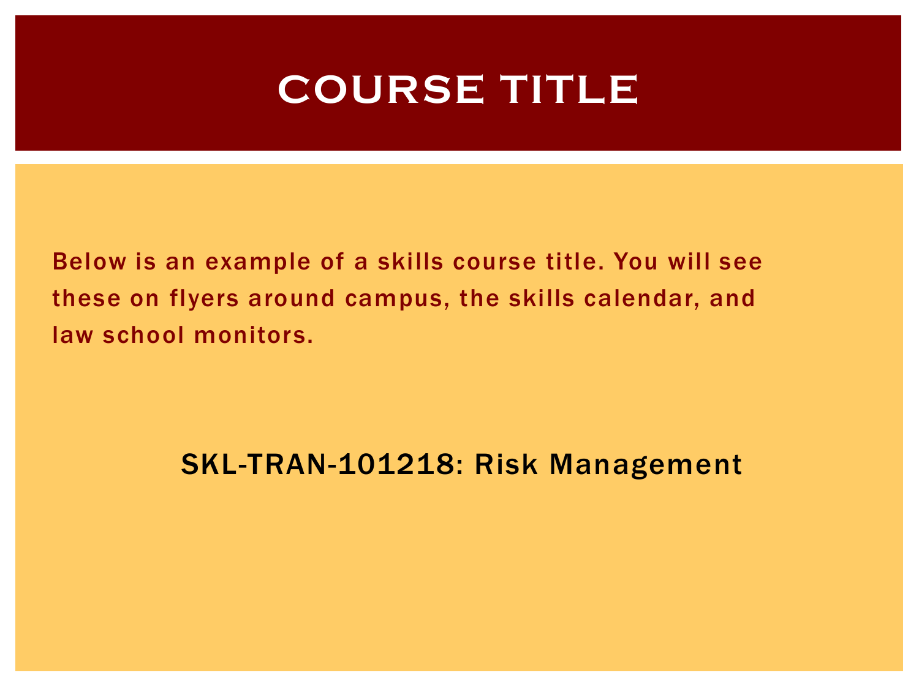# COURSE TITLE

Below is an example of a skills course title. You will see these on flyers around campus, the skills calendar, and law school monitors.

SKL-TRAN-101218: Risk Management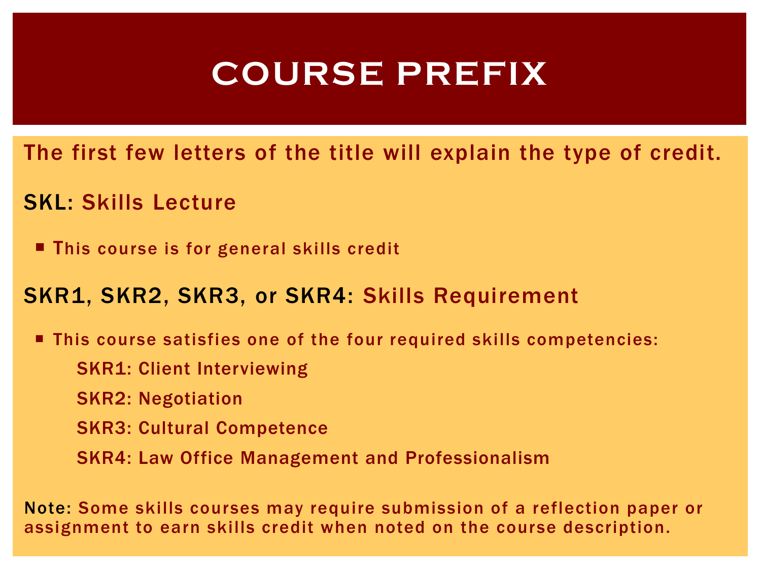# COURSE PREFIX

The first few letters of the title will explain the type of credit.

**SKL:** Skills Lecture

- This course is for general skills credit

**SKR1, SKR2, SKR3, or SKR4:** Skills Requirement

- This course satisfies one of the four required skills competencies:
  - SKR1: Client Interviewing
  - SKR2: Negotiation
  - SKR3: Cultural Competence
  - SKR4: Law Office Management and Professionalism

**Note:** Some skills courses may require submission of a reflection paper or assignment to earn skills credit when noted on the course description.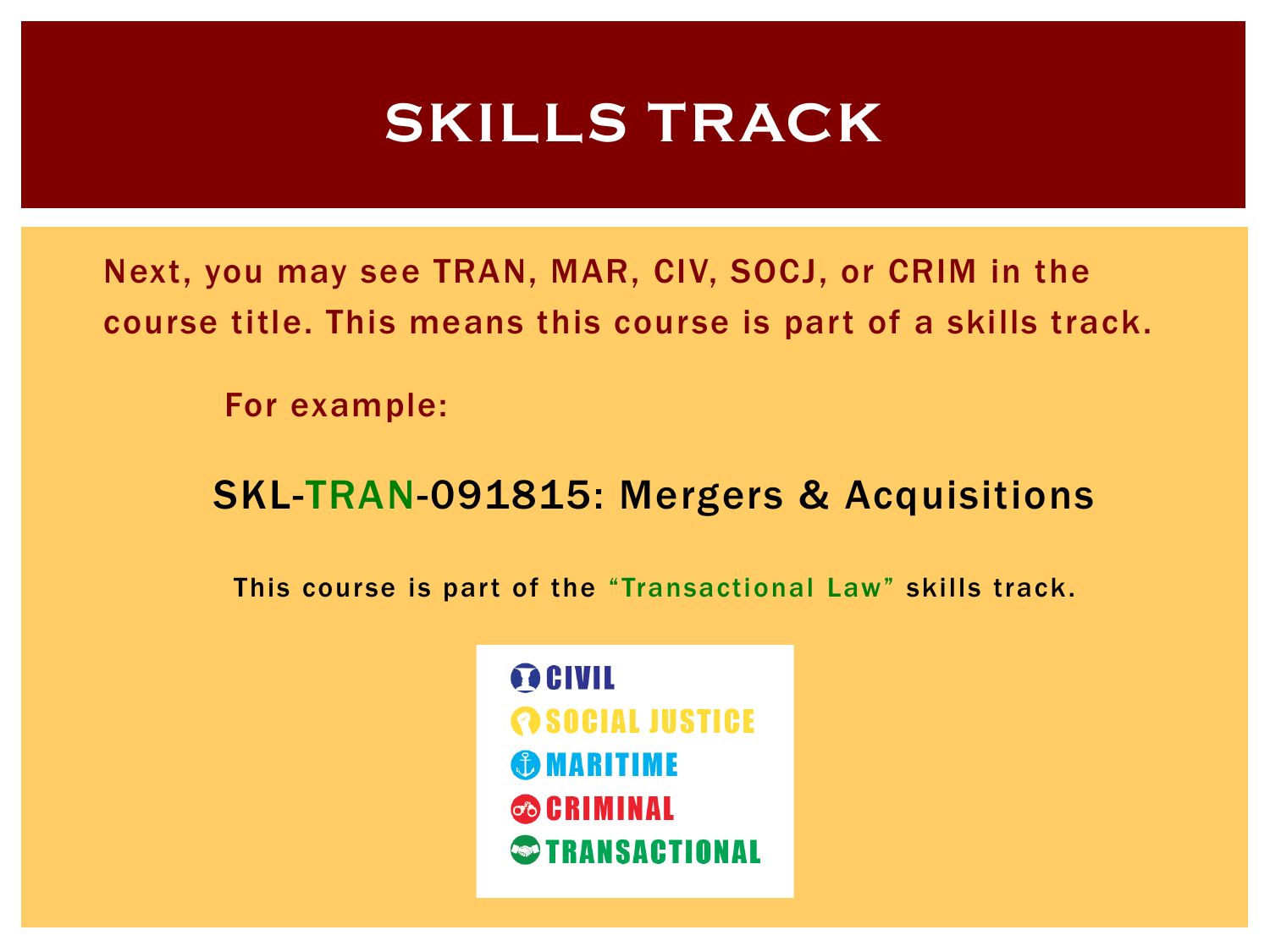# SKILLS TRACK

Next, you may see TRAN, MAR, CIV, SOCJ, or CRIM in the course title. This means this course is part of a skills track.

For example:

**SKL-TRAN-091815: Mergers & Acquisitions**

This course is part of the "Transactional Law" skills track.

- CIVIL
- SOCIAL JUSTICE
- MARITIME
- CRIMINAL
- TRANSACTIONAL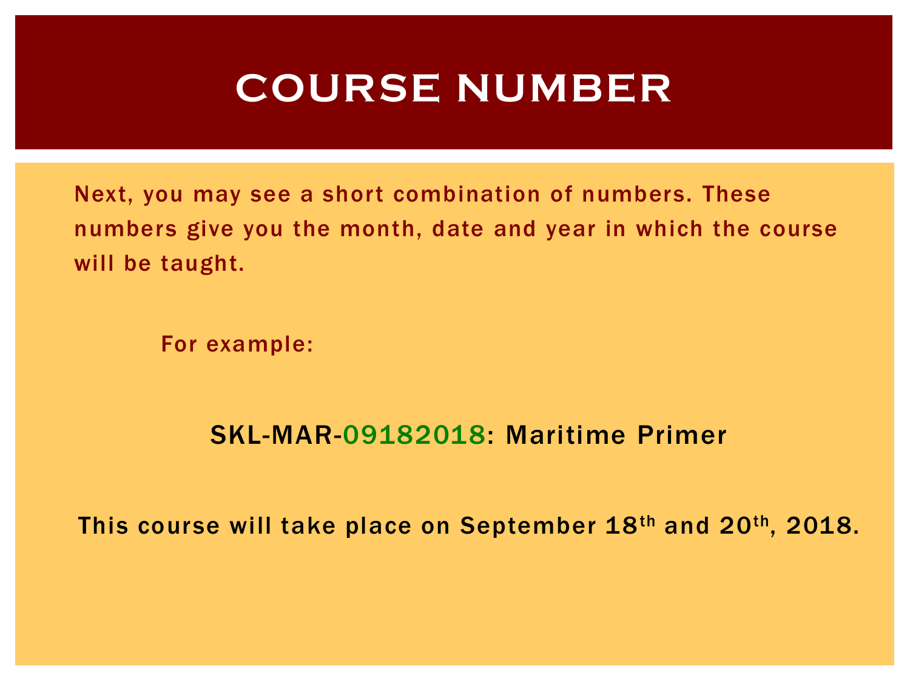# COURSE NUMBER

Next, you may see a short combination of numbers. These numbers give you the month, date and year in which the course will be taught.

For example:

SKL-MAR-09182018: Maritime Primer

This course will take place on September 18th and 20th, 2018.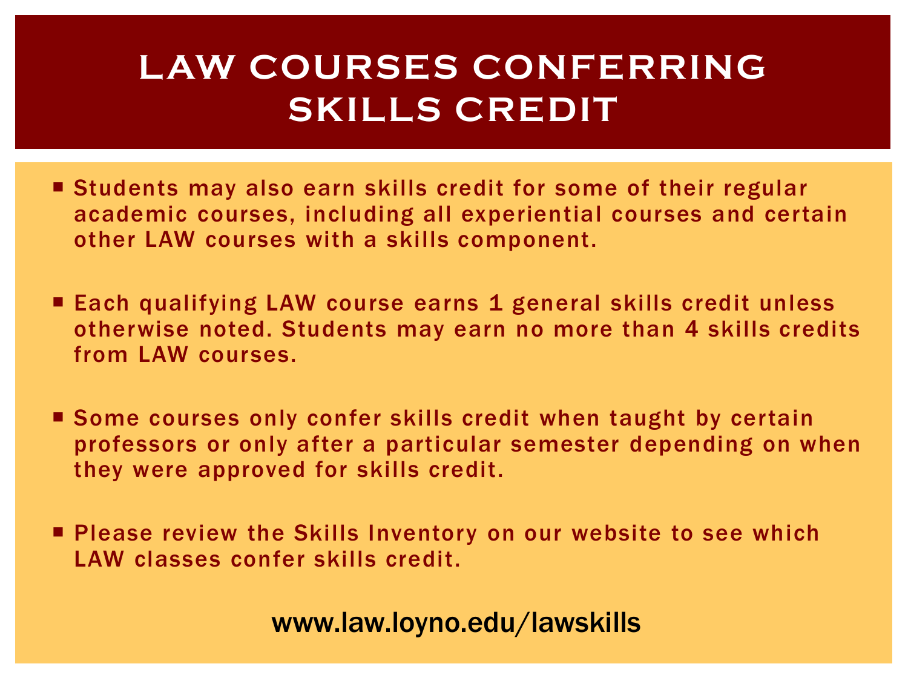# LAW COURSES CONFERRING SKILLS CREDIT

- Students may also earn skills credit for some of their regular academic courses, including all experiential courses and certain other LAW courses with a skills component.
- Each qualifying LAW course earns 1 general skills credit unless otherwise noted. Students may earn no more than 4 skills credits from LAW courses.
- Some courses only confer skills credit when taught by certain professors or only after a particular semester depending on when they were approved for skills credit.
- Please review the Skills Inventory on our website to see which LAW classes confer skills credit.

**www.law.loyno.edu/lawskills**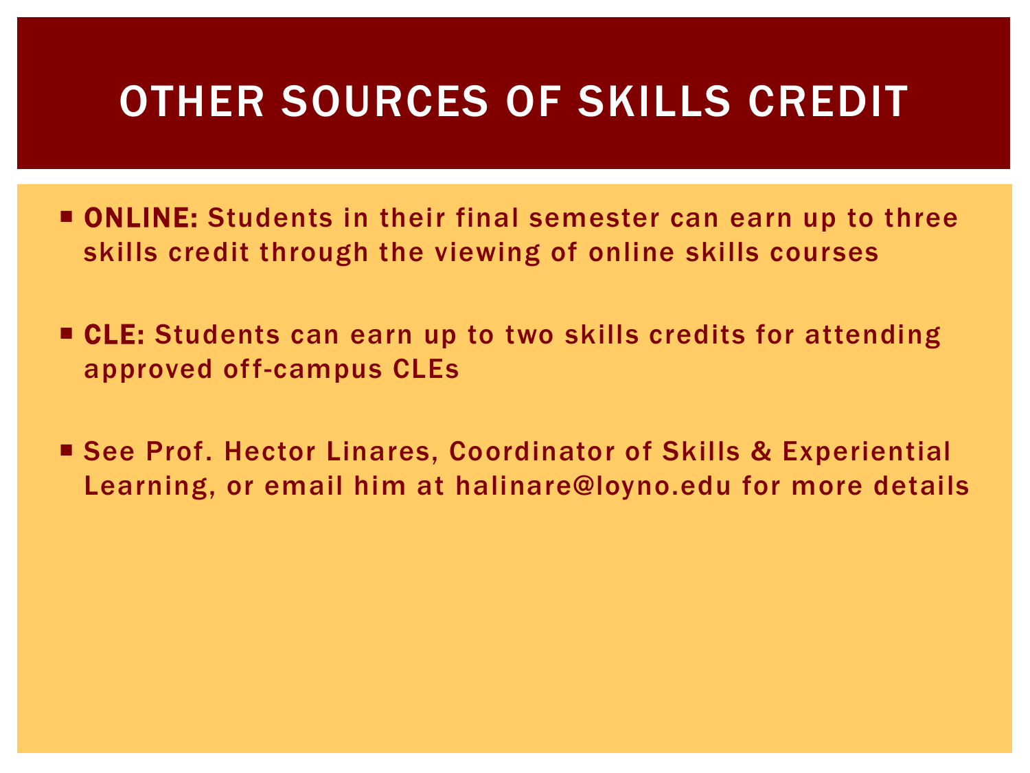# OTHER SOURCES OF SKILLS CREDIT

- **ONLINE:** Students in their final semester can earn up to three skills credit through the viewing of online skills courses
- **CLE:** Students can earn up to two skills credits for attending approved off-campus CLEs
- See Prof. Hector Linares, Coordinator of Skills & Experiential Learning, or email him at halinare@loyno.edu for more details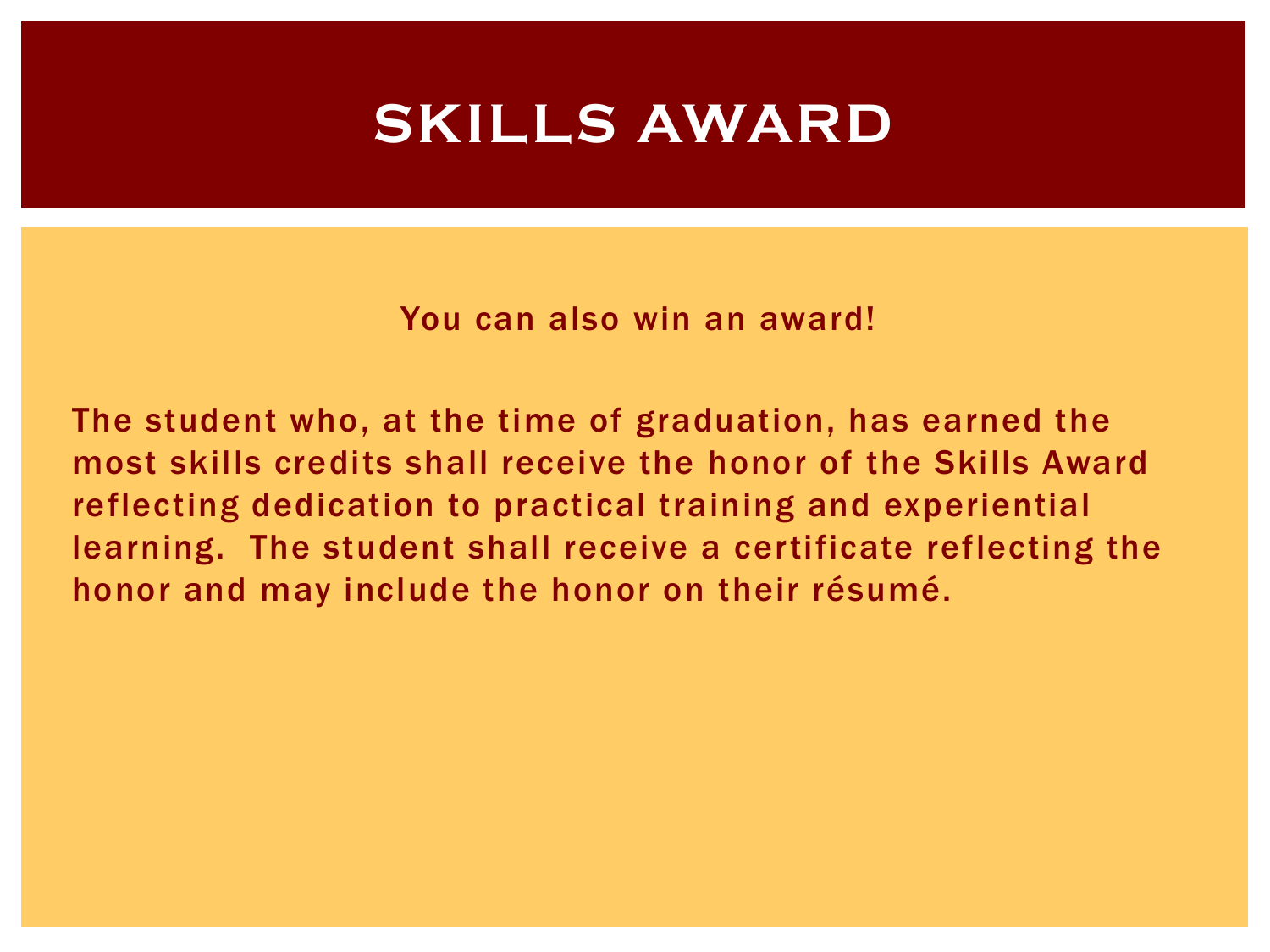# SKILLS AWARD

You can also win an award!

The student who, at the time of graduation, has earned the most skills credits shall receive the honor of the Skills Award reflecting dedication to practical training and experiential learning. The student shall receive a certificate reflecting the honor and may include the honor on their résumé.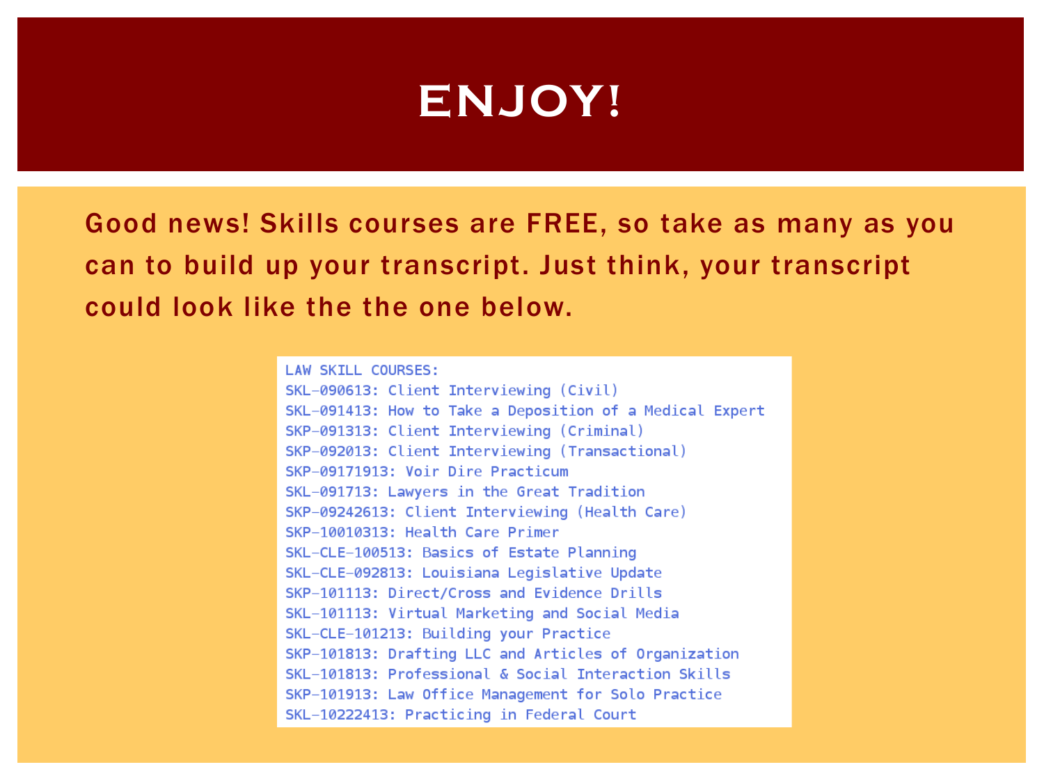# ENJOY!

Good news! Skills courses are FREE, so take as many as you can to build up your transcript. Just think, your transcript could look like the the one below.

```
LAW SKILL COURSES:
SKL-090613: Client Interviewing (Civil)
SKL-091413: How to Take a Deposition of a Medical Expert
SKP-091313: Client Interviewing (Criminal)
SKP-092013: Client Interviewing (Transactional)
SKP-09171913: Voir Dire Practicum
SKL-091713: Lawyers in the Great Tradition
SKP-09242613: Client Interviewing (Health Care)
SKP-10010313: Health Care Primer
SKL-CLE-100513: Basics of Estate Planning
SKL-CLE-092813: Louisiana Legislative Update
SKP-101113: Direct/Cross and Evidence Drills
SKL-101113: Virtual Marketing and Social Media
SKL-CLE-101213: Building your Practice
SKP-101813: Drafting LLC and Articles of Organization
SKL-101813: Professional & Social Interaction Skills
SKP-101913: Law Office Management for Solo Practice
SKL-10222413: Practicing in Federal Court
```